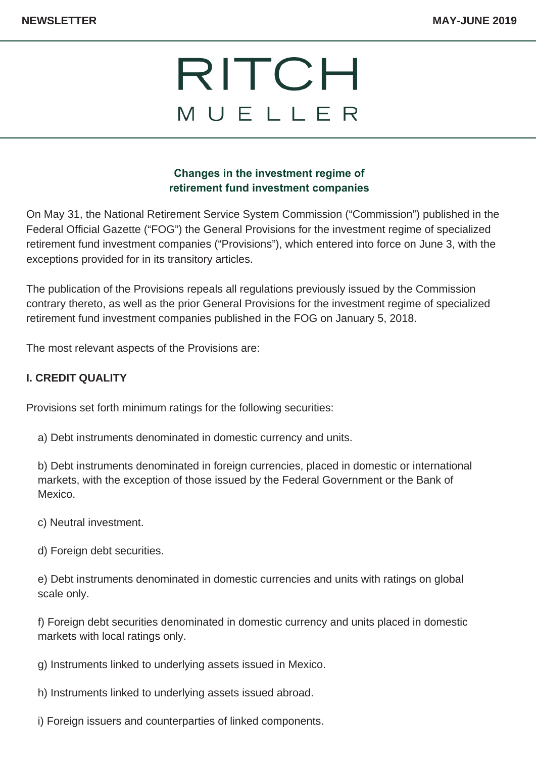# RITCH MUELLER

## Changes in the investment regime of retirement fund investment companies

On May 31, the National Retirement Service System Commission ("Commission") published in the Federal Official Gazette ("FOG") the General Provisions for the investment regime of specialized retirement fund investment companies ("Provisions"), which entered into force on June 3, with the exceptions provided for in its transitory articles.

The publication of the Provisions repeals all regulations previously issued by the Commission contrary thereto, as well as the prior General Provisions for the investment regime of specialized retirement fund investment companies published in the FOG on January 5, 2018.

The most relevant aspects of the Provisions are:

### I. CREDIT QUALITY

Provisions set forth minimum ratings for the following securities:

a) Debt instruments denominated in domestic currency and units.

b) Debt instruments denominated in foreign currencies, placed in domestic or international markets, with the exception of those issued by the Federal Government or the Bank of Mexico.

c) Neutral investment.

d) Foreign debt securities.

e) Debt instruments denominated in domestic currencies and units with ratings on global scale only.

f) Foreign debt securities denominated in domestic currency and units placed in domestic markets with local ratings only.

g) Instruments linked to underlying assets issued in Mexico.

h) Instruments linked to underlying assets issued abroad.

i) Foreign issuers and counterparties of linked components.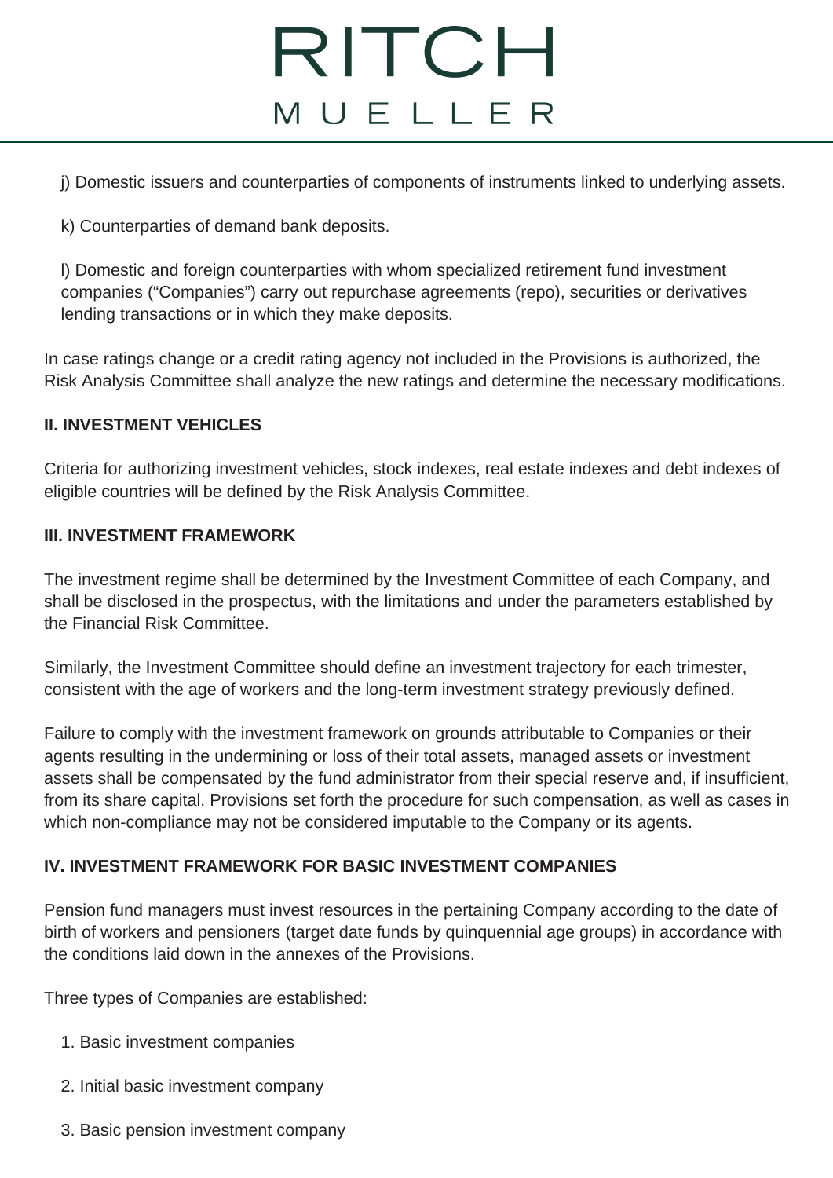j) Domestic issuers and counterparties of components of instruments linked to underlying assets.

k) Counterparties of demand bank deposits.

l) Domestic and foreign counterparties with whom specialized retirement fund investment companies ("Companies") carry out repurchase agreements (repo), securities or derivatives lending transactions or in which they make deposits.

In case ratings change or a credit rating agency not included in the Provisions is authorized, the Risk Analysis Committee shall analyze the new ratings and determine the necessary modifications.

**II. INVESTMENT VEHICLES**

Criteria for authorizing investment vehicles, stock indexes, real estate indexes and debt indexes of eligible countries will be defined by the Risk Analysis Committee.

**III. INVESTMENT FRAMEWORK**

The investment regime shall be determined by the Investment Committee of each Company, and shall be disclosed in the prospectus, with the limitations and under the parameters established by the Financial Risk Committee.

Similarly, the Investment Committee should define an investment trajectory for each trimester, consistent with the age of workers and the long-term investment strategy previously defined.

Failure to comply with the investment framework on grounds attributable to Companies or their agents resulting in the undermining or loss of their total assets, managed assets or investment assets shall be compensated by the fund administrator from their special reserve and, if insufficient, from its share capital. Provisions set forth the procedure for such compensation, as well as cases in which non-compliance may not be considered imputable to the Company or its agents.

**IV. INVESTMENT FRAMEWORK FOR BASIC INVESTMENT COMPANIES**

Pension fund managers must invest resources in the pertaining Company according to the date of birth of workers and pensioners (target date funds by quinquennial age groups) in accordance with the conditions laid down in the annexes of the Provisions.

Three types of Companies are established:

1. Basic investment companies
2. Initial basic investment company
3. Basic pension investment company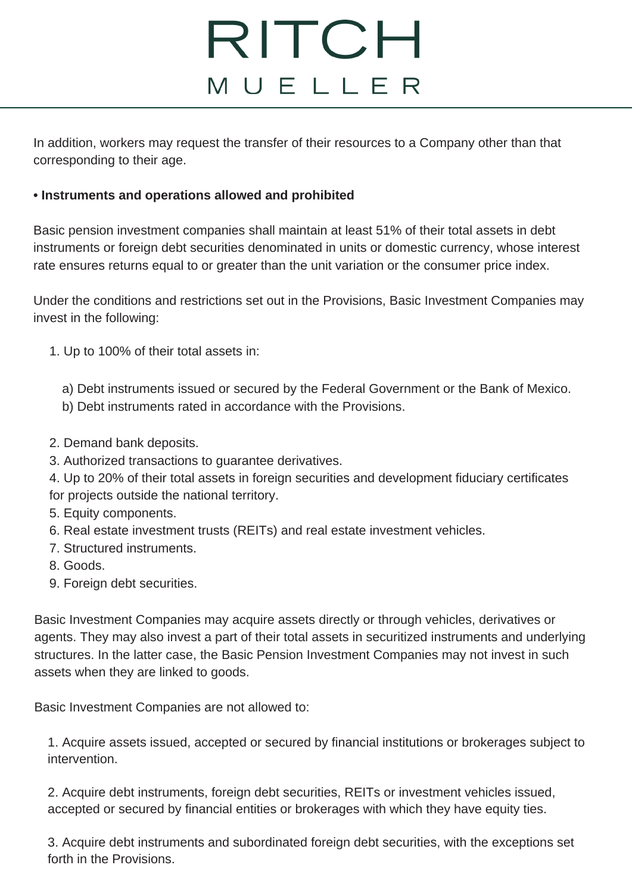In addition, workers may request the transfer of their resources to a Company other than that corresponding to their age.

**• Instruments and operations allowed and prohibited**

Basic pension investment companies shall maintain at least 51% of their total assets in debt instruments or foreign debt securities denominated in units or domestic currency, whose interest rate ensures returns equal to or greater than the unit variation or the consumer price index.

Under the conditions and restrictions set out in the Provisions, Basic Investment Companies may invest in the following:

1. Up to 100% of their total assets in:

   a) Debt instruments issued or secured by the Federal Government or the Bank of Mexico.
   b) Debt instruments rated in accordance with the Provisions.

2. Demand bank deposits.
3. Authorized transactions to guarantee derivatives.
4. Up to 20% of their total assets in foreign securities and development fiduciary certificates for projects outside the national territory.
5. Equity components.
6. Real estate investment trusts (REITs) and real estate investment vehicles.
7. Structured instruments.
8. Goods.
9. Foreign debt securities.

Basic Investment Companies may acquire assets directly or through vehicles, derivatives or agents. They may also invest a part of their total assets in securitized instruments and underlying structures. In the latter case, the Basic Pension Investment Companies may not invest in such assets when they are linked to goods.

Basic Investment Companies are not allowed to:

1. Acquire assets issued, accepted or secured by financial institutions or brokerages subject to intervention.

2. Acquire debt instruments, foreign debt securities, REITs or investment vehicles issued, accepted or secured by financial entities or brokerages with which they have equity ties.

3. Acquire debt instruments and subordinated foreign debt securities, with the exceptions set forth in the Provisions.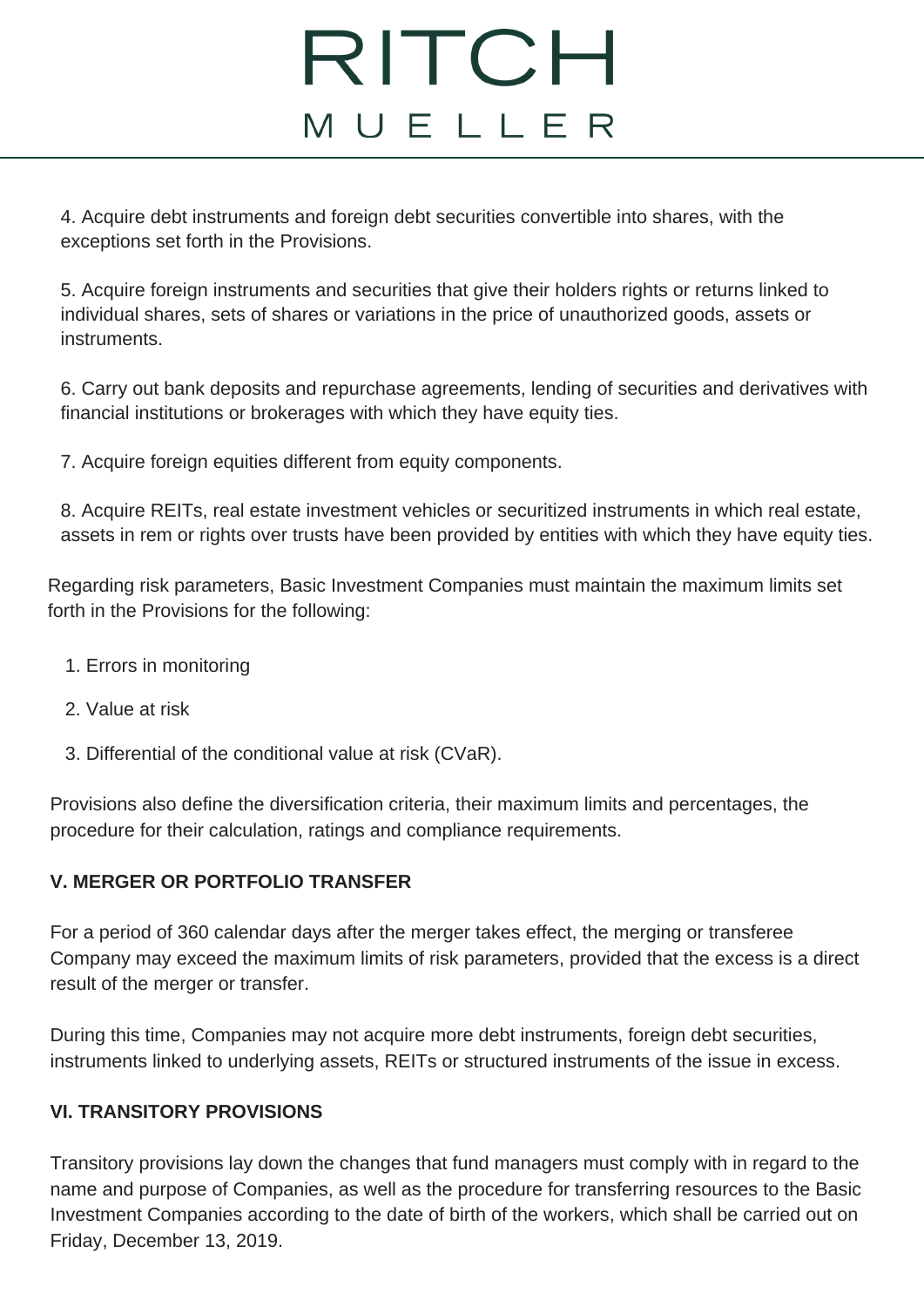4. Acquire debt instruments and foreign debt securities convertible into shares, with the exceptions set forth in the Provisions.

5. Acquire foreign instruments and securities that give their holders rights or returns linked to individual shares, sets of shares or variations in the price of unauthorized goods, assets or instruments.

6. Carry out bank deposits and repurchase agreements, lending of securities and derivatives with financial institutions or brokerages with which they have equity ties.

7. Acquire foreign equities different from equity components.

8. Acquire REITs, real estate investment vehicles or securitized instruments in which real estate, assets in rem or rights over trusts have been provided by entities with which they have equity ties.

Regarding risk parameters, Basic Investment Companies must maintain the maximum limits set forth in the Provisions for the following:

1. Errors in monitoring
2. Value at risk
3. Differential of the conditional value at risk (CVaR).

Provisions also define the diversification criteria, their maximum limits and percentages, the procedure for their calculation, ratings and compliance requirements.

**V. MERGER OR PORTFOLIO TRANSFER**

For a period of 360 calendar days after the merger takes effect, the merging or transferee Company may exceed the maximum limits of risk parameters, provided that the excess is a direct result of the merger or transfer.

During this time, Companies may not acquire more debt instruments, foreign debt securities, instruments linked to underlying assets, REITs or structured instruments of the issue in excess.

**VI. TRANSITORY PROVISIONS**

Transitory provisions lay down the changes that fund managers must comply with in regard to the name and purpose of Companies, as well as the procedure for transferring resources to the Basic Investment Companies according to the date of birth of the workers, which shall be carried out on Friday, December 13, 2019.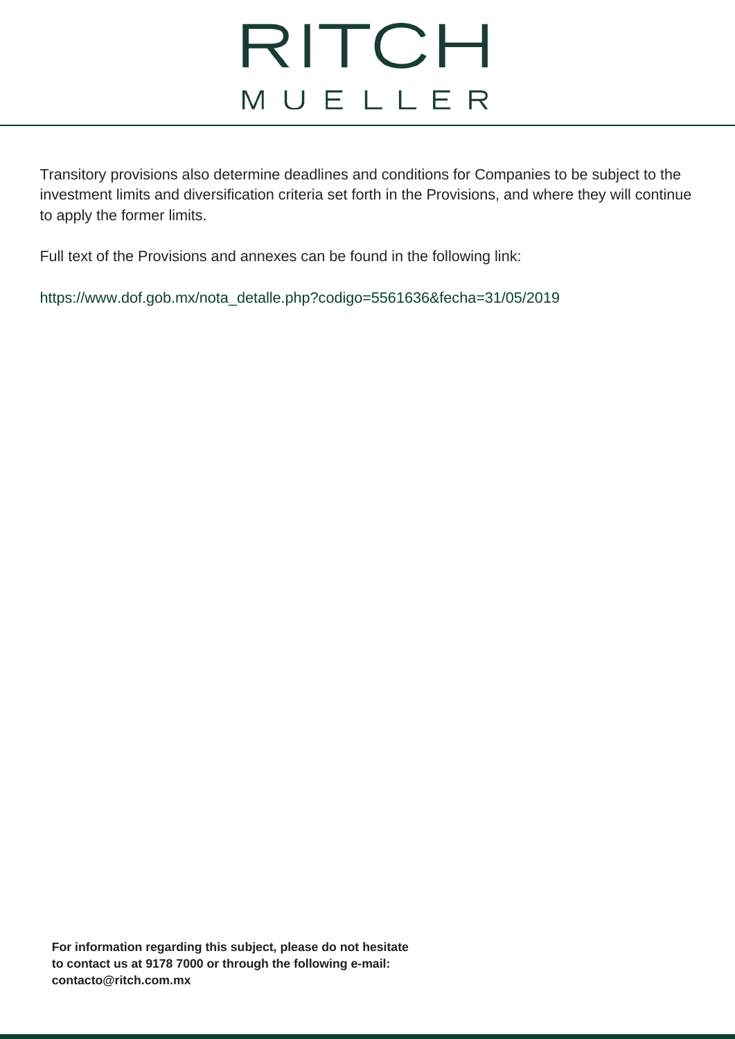Transitory provisions also determine deadlines and conditions for Companies to be subject to the investment limits and diversification criteria set forth in the Provisions, and where they will continue to apply the former limits.

Full text of the Provisions and annexes can be found in the following link:

https://www.dof.gob.mx/nota_detalle.php?codigo=5561636&fecha=31/05/2019

**For information regarding this subject, please do not hesitate to contact us at 9178 7000 or through the following e-mail: contacto@ritch.com.mx**